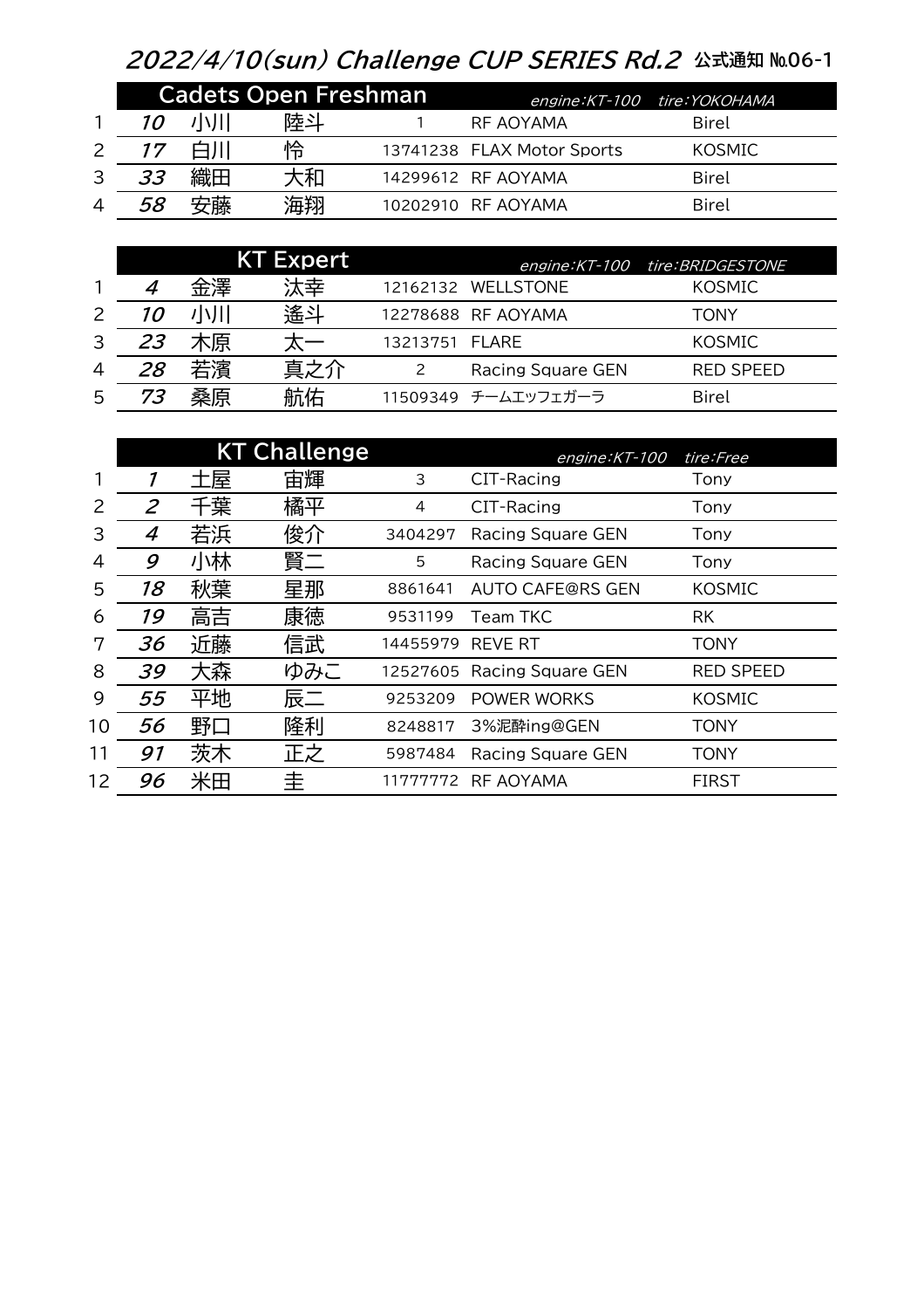# 2022/4/10(sun) Challenge CUP SERIES Rd.2 公式通知 №06-1

## Cadets Open Freshman

engine:KT-100 tire:YOKOHAMA

| | No. | 姓 | 名 | ライセンス | チーム | シャシー |
|---|---|---|---|---|---|---|
| 1 | 10 | 小川 | 陸斗 | 1 | RF AOYAMA | Birel |
| 2 | 17 | 白川 | 怜 | 13741238 | FLAX Motor Sports | KOSMIC |
| 3 | 33 | 織田 | 大和 | 14299612 | RF AOYAMA | Birel |
| 4 | 58 | 安藤 | 海翔 | 10202910 | RF AOYAMA | Birel |

## KT Expert

engine:KT-100 tire:BRIDGESTONE

| | No. | 姓 | 名 | ライセンス | チーム | シャシー |
|---|---|---|---|---|---|---|
| 1 | 4 | 金澤 | 汰幸 | 12162132 | WELLSTONE | KOSMIC |
| 2 | 10 | 小川 | 遙斗 | 12278688 | RF AOYAMA | TONY |
| 3 | 23 | 木原 | 太一 | 13213751 | FLARE | KOSMIC |
| 4 | 28 | 若濱 | 真之介 | 2 | Racing Square GEN | RED SPEED |
| 5 | 73 | 桑原 | 航佑 | 11509349 | チームエッフェガーラ | Birel |

## KT Challenge

engine:KT-100 tire:Free

| | No. | 姓 | 名 | ライセンス | チーム | シャシー |
|---|---|---|---|---|---|---|
| 1 | 7 | 土屋 | 宙輝 | 3 | CIT-Racing | Tony |
| 2 | 2 | 千葉 | 橘平 | 4 | CIT-Racing | Tony |
| 3 | 4 | 若浜 | 俊介 | 3404297 | Racing Square GEN | Tony |
| 4 | 9 | 小林 | 賢二 | 5 | Racing Square GEN | Tony |
| 5 | 18 | 秋葉 | 星那 | 8861641 | AUTO CAFE@RS GEN | KOSMIC |
| 6 | 19 | 高吉 | 康徳 | 9531199 | Team TKC | RK |
| 7 | 36 | 近藤 | 信武 | 14455979 | REVE RT | TONY |
| 8 | 39 | 大森 | ゆみこ | 12527605 | Racing Square GEN | RED SPEED |
| 9 | 55 | 平地 | 辰二 | 9253209 | POWER WORKS | KOSMIC |
| 10 | 56 | 野口 | 隆利 | 8248817 | 3%泥酔ing@GEN | TONY |
| 11 | 91 | 茨木 | 正之 | 5987484 | Racing Square GEN | TONY |
| 12 | 96 | 米田 | 圭 | 11777772 | RF AOYAMA | FIRST |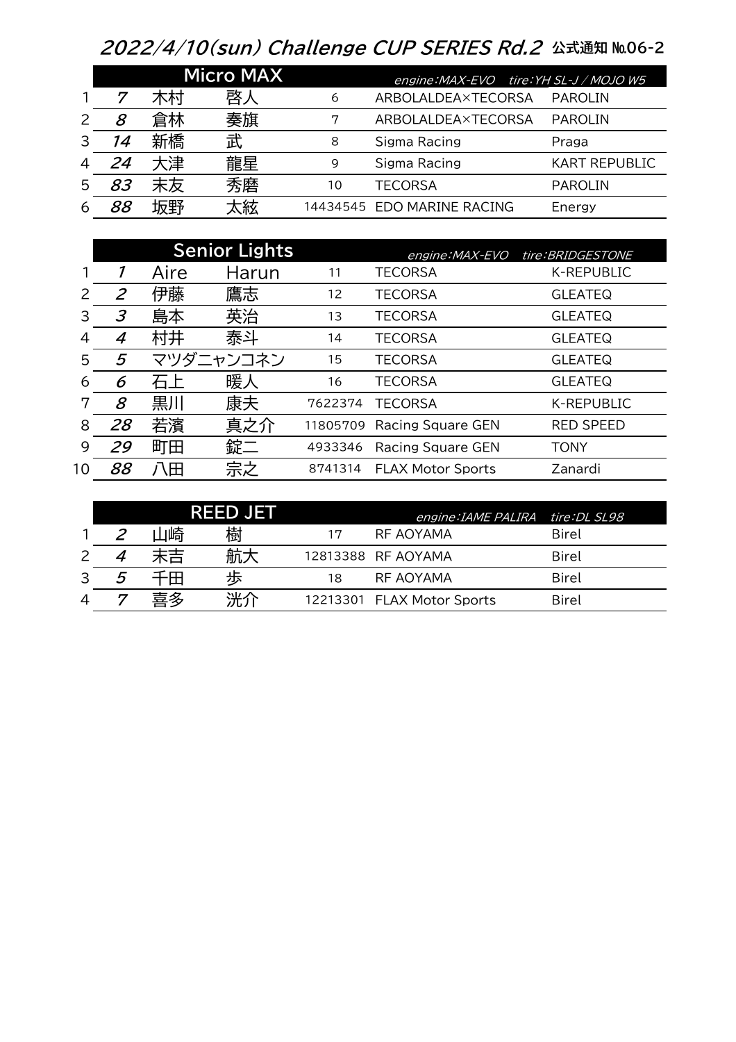# *2022/4/10(sun) Challenge CUP SERIES Rd.2* 公式通知 №06-2

| | | Micro MAX | | | *engine:MAX-EVO* | *tire:YH SL-J / MOJO W5* |
|---|---|---|---|---|---|---|
| 1 | *7* | 木村 | 啓人 | 6 | ARBOLALDEA×TECORSA | PAROLIN |
| 2 | *8* | 倉林 | 奏旗 | 7 | ARBOLALDEA×TECORSA | PAROLIN |
| 3 | *14* | 新橋 | 武 | 8 | Sigma Racing | Praga |
| 4 | *24* | 大津 | 龍星 | 9 | Sigma Racing | KART REPUBLIC |
| 5 | *83* | 末友 | 秀磨 | 10 | TECORSA | PAROLIN |
| 6 | *88* | 坂野 | 太絃 | 14434545 | EDO MARINE RACING | Energy |

| | | Senior Lights | | | *engine:MAX-EVO* | *tire:BRIDGESTONE* |
|---|---|---|---|---|---|---|
| 1 | *1* | Aire | Harun | 11 | TECORSA | K-REPUBLIC |
| 2 | *2* | 伊藤 | 鷹志 | 12 | TECORSA | GLEATEQ |
| 3 | *3* | 島本 | 英治 | 13 | TECORSA | GLEATEQ |
| 4 | *4* | 村井 | 泰斗 | 14 | TECORSA | GLEATEQ |
| 5 | *5* | マツダニャンコネン | | 15 | TECORSA | GLEATEQ |
| 6 | *6* | 石上 | 暖人 | 16 | TECORSA | GLEATEQ |
| 7 | *8* | 黒川 | 康夫 | 7622374 | TECORSA | K-REPUBLIC |
| 8 | *28* | 若濱 | 真之介 | 11805709 | Racing Square GEN | RED SPEED |
| 9 | *29* | 町田 | 錠二 | 4933346 | Racing Square GEN | TONY |
| 10 | *88* | 八田 | 宗之 | 8741314 | FLAX Motor Sports | Zanardi |

| | | REED JET | | | *engine:IAME PALIRA* | *tire:DL SL98* |
|---|---|---|---|---|---|---|
| 1 | *2* | 山崎 | 樹 | 17 | RF AOYAMA | Birel |
| 2 | *4* | 末吉 | 航大 | 12813388 | RF AOYAMA | Birel |
| 3 | *5* | 千田 | 歩 | 18 | RF AOYAMA | Birel |
| 4 | *7* | 喜多 | 洸介 | 12213301 | FLAX Motor Sports | Birel |